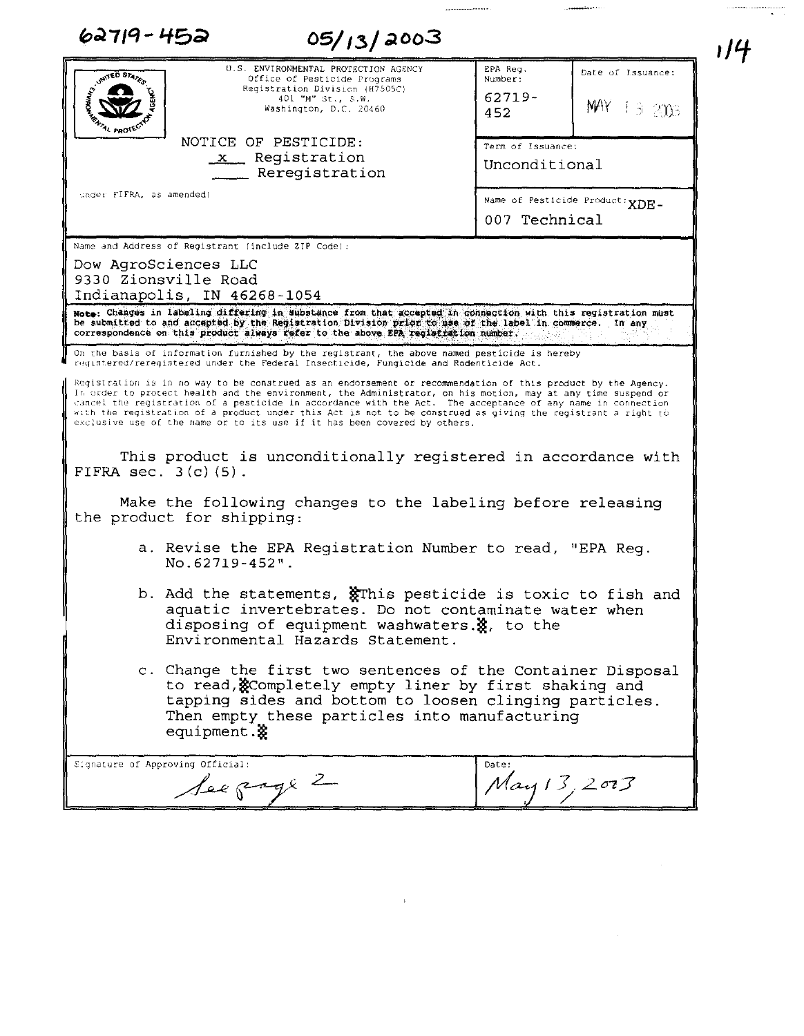62719-452 05/13/2003

| U.S. ENVIRONMENTAL PROTECTION AGENCY<br>Office of Pesticide Programs<br>Registration Division (H7505C)<br>401 "M" St., S.W.<br>Washington, D.C. 20460 | EPA Reg. Number:<br>62719-452 | Date of Issuance:<br>MAY 13 2003 |
| --- | --- | --- |
| NOTICE OF PESTICIDE:<br>x Registration<br>\_\_\_ Reregistration<br>(under FIFRA, as amended) | Term of Issuance:<br>Unconditional | |
| | Name of Pesticide Product: XDE-007 Technical | |

Name and Address of Registrant (include ZIP Code):

Dow AgroSciences LLC
9330 Zionsville Road
Indianapolis, IN 46268-1054

**Note: Changes in labeling differing in substance from that accepted in connection with this registration must be submitted to and accepted by the Registration Division prior to use of the label in commerce. In any correspondence on this product always refer to the above EPA registration number.**

On the basis of information furnished by the registrant, the above named pesticide is hereby registered/reregistered under the Federal Insecticide, Fungicide and Rodenticide Act.

Registration is in no way to be construed as an endorsement or recommendation of this product by the Agency. In order to protect health and the environment, the Administrator, on his motion, may at any time suspend or cancel the registration of a pesticide in accordance with the Act. The acceptance of any name in connection with the registration of a product under this Act is not to be construed as giving the registrant a right to exclusive use of the name or to its use if it has been covered by others.

This product is unconditionally registered in accordance with FIFRA sec. 3(c)(5).

Make the following changes to the labeling before releasing the product for shipping:

a. Revise the EPA Registration Number to read, "EPA Reg. No.62719-452".

b. Add the statements, "This pesticide is toxic to fish and aquatic invertebrates. Do not contaminate water when disposing of equipment washwaters.", to the Environmental Hazards Statement.

c. Change the first two sentences of the Container Disposal to read, "Completely empty liner by first shaking and tapping sides and bottom to loosen clinging particles. Then empty these particles into manufacturing equipment."

| Signature of Approving Official: | Date: |
| --- | --- |
| See page 2 | May 13, 2003 |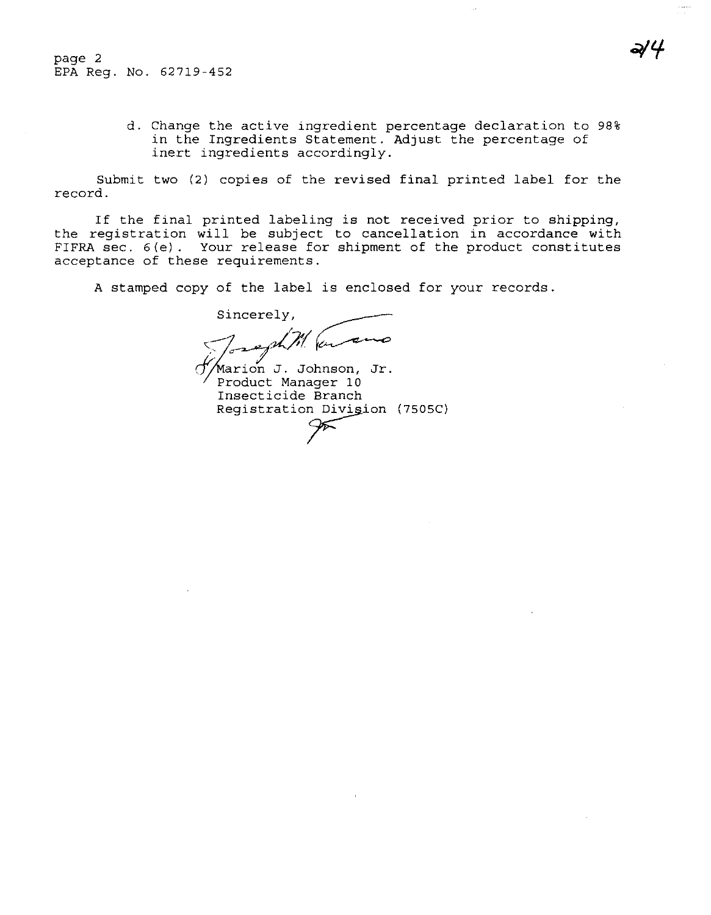EPA Reg. No. 62719-452

d. Change the active ingredient percentage declaration to 98% in the Ingredients Statement. Adjust the percentage of inert ingredients accordingly.

Submit two (2) copies of the revised final printed label for the record.

If the final printed labeling is not received prior to shipping, the registration will be subject to cancellation in accordance with FIFRA sec. 6(e). Your release for shipment of the product constitutes acceptance of these requirements.

A stamped copy of the label is enclosed for your records.

Sincerely,

Joseph M. Tavano

f/ Marion J. Johnson, Jr.
Product Manager 10
Insecticide Branch
Registration Division (7505C)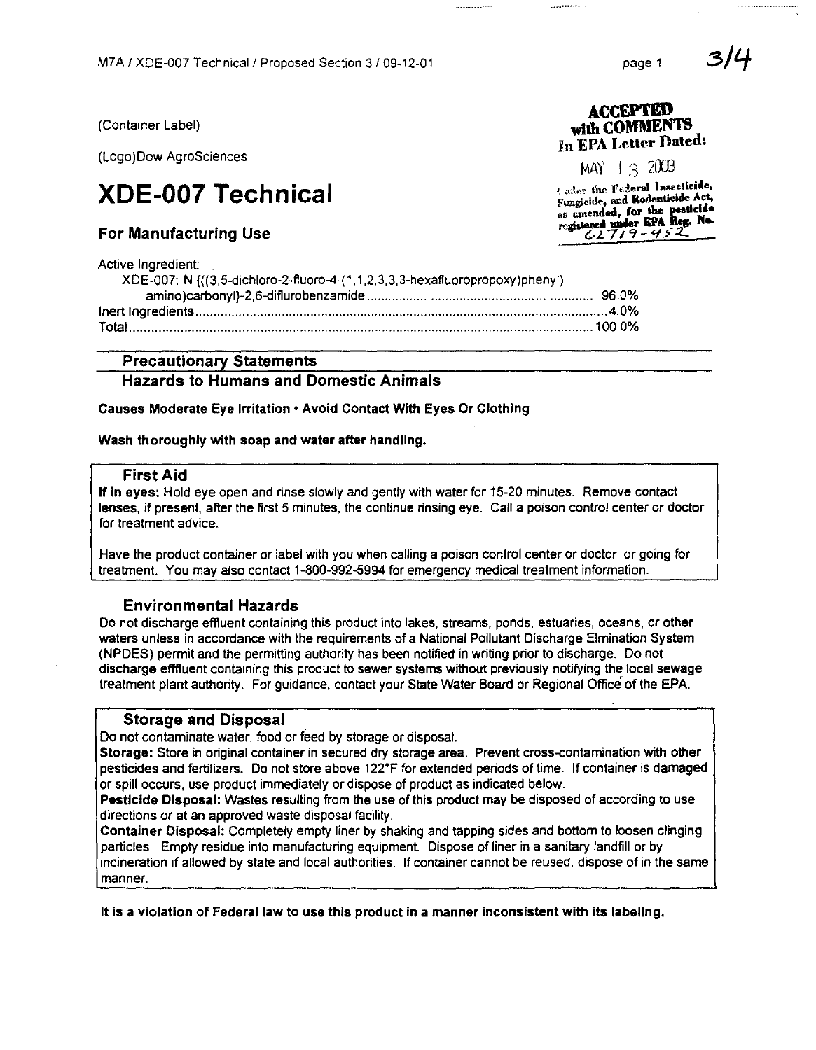(Container Label)

(Logo)Dow AgroSciences

**ACCEPTED with COMMENTS In EPA Letter Dated:**

MAY 13 2003

Under the Federal Insecticide, Fungicide, and Rodenticide Act, as amended, for the pesticide registered under EPA Reg. No. 62719-452

# XDE-007 Technical

## For Manufacturing Use

Active Ingredient:
XDE-007: N {((3,5-dichloro-2-fluoro-4-(1,1,2,3,3,3-hexafluoropropoxy)phenyl) amino)carbonyl}-2,6-diflurobenzamide ............................................................... 96.0%
Inert Ingredients ............................................................................................................. 4.0%
Total ............................................................................................................................ 100.0%

### Precautionary Statements

### Hazards to Humans and Domestic Animals

**Causes Moderate Eye Irritation • Avoid Contact With Eyes Or Clothing**

**Wash thoroughly with soap and water after handling.**

### First Aid

**If in eyes:** Hold eye open and rinse slowly and gently with water for 15-20 minutes. Remove contact lenses, if present, after the first 5 minutes, the continue rinsing eye. Call a poison control center or doctor for treatment advice.

Have the product container or label with you when calling a poison control center or doctor, or going for treatment. You may also contact 1-800-992-5994 for emergency medical treatment information.

### Environmental Hazards

Do not discharge effluent containing this product into lakes, streams, ponds, estuaries, oceans, or other waters unless in accordance with the requirements of a National Pollutant Discharge Elmination System (NPDES) permit and the permitting authority has been notified in writing prior to discharge. Do not discharge efffluent containing this product to sewer systems without previously notifying the local sewage treatment plant authority. For guidance, contact your State Water Board or Regional Office of the EPA.

### Storage and Disposal

Do not contaminate water, food or feed by storage or disposal.

**Storage:** Store in original container in secured dry storage area. Prevent cross-contamination with other pesticides and fertilizers. Do not store above 122°F for extended periods of time. If container is damaged or spill occurs, use product immediately or dispose of product as indicated below.

**Pesticide Disposal:** Wastes resulting from the use of this product may be disposed of according to use directions or at an approved waste disposal facility.

**Container Disposal:** Completely empty liner by shaking and tapping sides and bottom to loosen clinging particles. Empty residue into manufacturing equipment. Dispose of liner in a sanitary landfill or by incineration if allowed by state and local authorities. If container cannot be reused, dispose of in the same manner.

**It is a violation of Federal law to use this product in a manner inconsistent with its labeling.**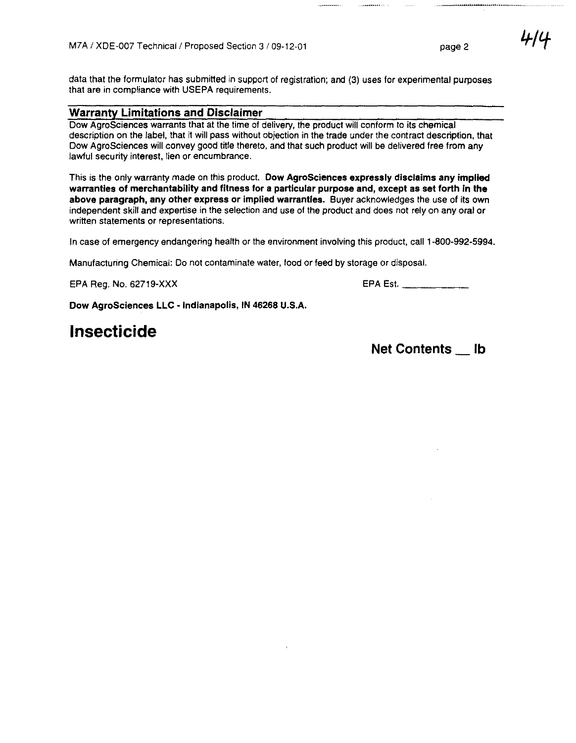data that the formulator has submitted in support of registration; and (3) uses for experimental purposes that are in compliance with USEPA requirements.

## Warranty Limitations and Disclaimer

Dow AgroSciences warrants that at the time of delivery, the product will conform to its chemical description on the label, that it will pass without objection in the trade under the contract description, that Dow AgroSciences will convey good title thereto, and that such product will be delivered free from any lawful security interest, lien or encumbrance.

This is the only warranty made on this product. **Dow AgroSciences expressly disclaims any implied warranties of merchantability and fitness for a particular purpose and, except as set forth in the above paragraph, any other express or implied warranties.** Buyer acknowledges the use of its own independent skill and expertise in the selection and use of the product and does not rely on any oral or written statements or representations.

In case of emergency endangering health or the environment involving this product, call 1-800-992-5994.

Manufacturing Chemical: Do not contaminate water, food or feed by storage or disposal.

EPA Reg. No. 62719-XXX

EPA Est. ____________

**Dow AgroSciences LLC - Indianapolis, IN 46268 U.S.A.**

# Insecticide

**Net Contents __ lb**